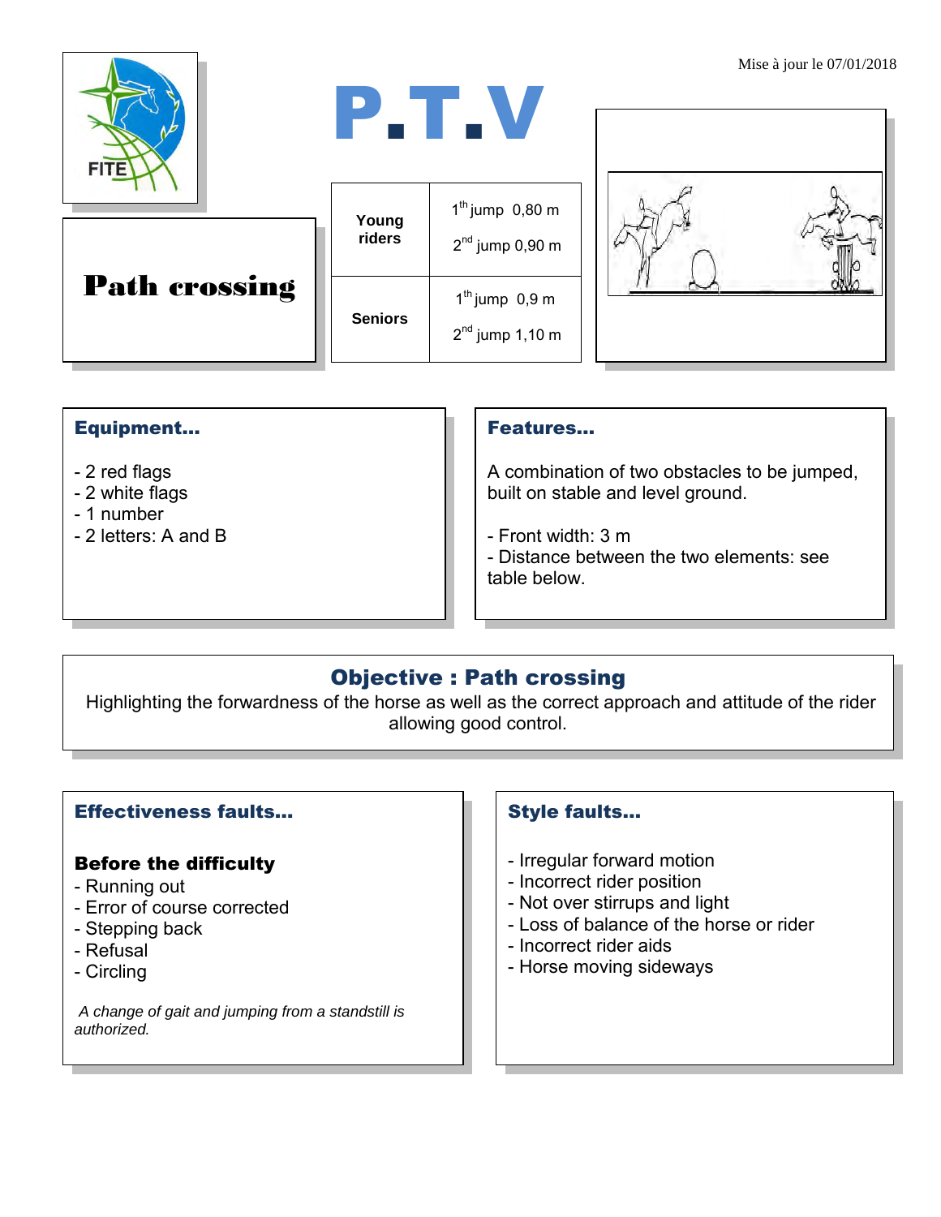Mise à jour le 07/01/2018

FITE

# P.T.V

# Path crossing

| | |
|---|---|
| **Young riders** | 1th jump 0,80 m<br>2nd jump 0,90 m |
| **Seniors** | 1th jump 0,9 m<br>2nd jump 1,10 m |

## Equipment...

- 2 red flags
- 2 white flags
- 1 number
- 2 letters: A and B

## Features...

A combination of two obstacles to be jumped, built on stable and level ground.

- Front width: 3 m
- Distance between the two elements: see table below.

## Objective : Path crossing

Highlighting the forwardness of the horse as well as the correct approach and attitude of the rider allowing good control.

## Effectiveness faults...

**Before the difficulty**

- Running out
- Error of course corrected
- Stepping back
- Refusal
- Circling

*A change of gait and jumping from a standstill is authorized.*

## Style faults...

- Irregular forward motion
- Incorrect rider position
- Not over stirrups and light
- Loss of balance of the horse or rider
- Incorrect rider aids
- Horse moving sideways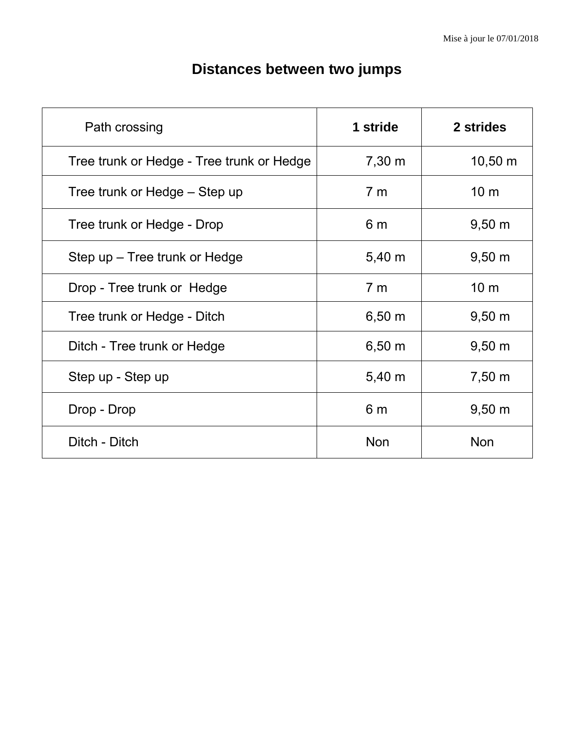Mise à jour le 07/01/2018

# Distances between two jumps

| Path crossing | 1 stride | 2 strides |
|---|---|---|
| Tree trunk or Hedge - Tree trunk or Hedge | 7,30 m | 10,50 m |
| Tree trunk or Hedge – Step up | 7 m | 10 m |
| Tree trunk or Hedge - Drop | 6 m | 9,50 m |
| Step up – Tree trunk or Hedge | 5,40 m | 9,50 m |
| Drop - Tree trunk or Hedge | 7 m | 10 m |
| Tree trunk or Hedge - Ditch | 6,50 m | 9,50 m |
| Ditch - Tree trunk or Hedge | 6,50 m | 9,50 m |
| Step up - Step up | 5,40 m | 7,50 m |
| Drop - Drop | 6 m | 9,50 m |
| Ditch - Ditch | Non | Non |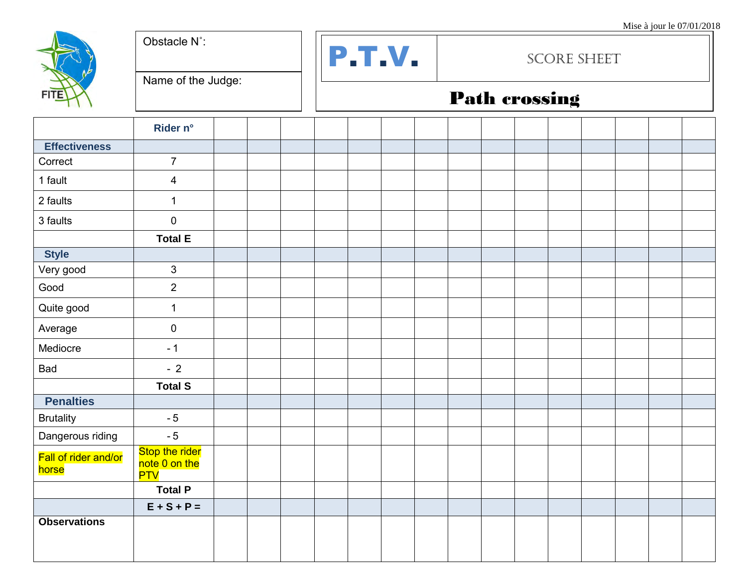Mise à jour le 07/01/2018

FITE

| Obstacle N˚: |
|---|
| Name of the Judge: |

# P.T.V.

SCORE SHEET

## Path crossing

| | Rider n° | | | | | | | | | | | | | | | |
|---|---|---|---|---|---|---|---|---|---|---|---|---|---|---|---|---|
| **Effectiveness** | | | | | | | | | | | | | | | | |
| Correct | 7 | | | | | | | | | | | | | | | |
| 1 fault | 4 | | | | | | | | | | | | | | | |
| 2 faults | 1 | | | | | | | | | | | | | | | |
| 3 faults | 0 | | | | | | | | | | | | | | | |
| | **Total E** | | | | | | | | | | | | | | | |
| **Style** | | | | | | | | | | | | | | | | |
| Very good | 3 | | | | | | | | | | | | | | | |
| Good | 2 | | | | | | | | | | | | | | | |
| Quite good | 1 | | | | | | | | | | | | | | | |
| Average | 0 | | | | | | | | | | | | | | | |
| Mediocre | - 1 | | | | | | | | | | | | | | | |
| Bad | - 2 | | | | | | | | | | | | | | | |
| | **Total S** | | | | | | | | | | | | | | | |
| **Penalties** | | | | | | | | | | | | | | | | |
| Brutality | - 5 | | | | | | | | | | | | | | | |
| Dangerous riding | - 5 | | | | | | | | | | | | | | | |
| Fall of rider and/or horse | Stop the rider note 0 on the PTV | | | | | | | | | | | | | | | |
| | **Total P** | | | | | | | | | | | | | | | |
| | **E + S + P =** | | | | | | | | | | | | | | | |
| **Observations** | | | | | | | | | | | | | | | | |